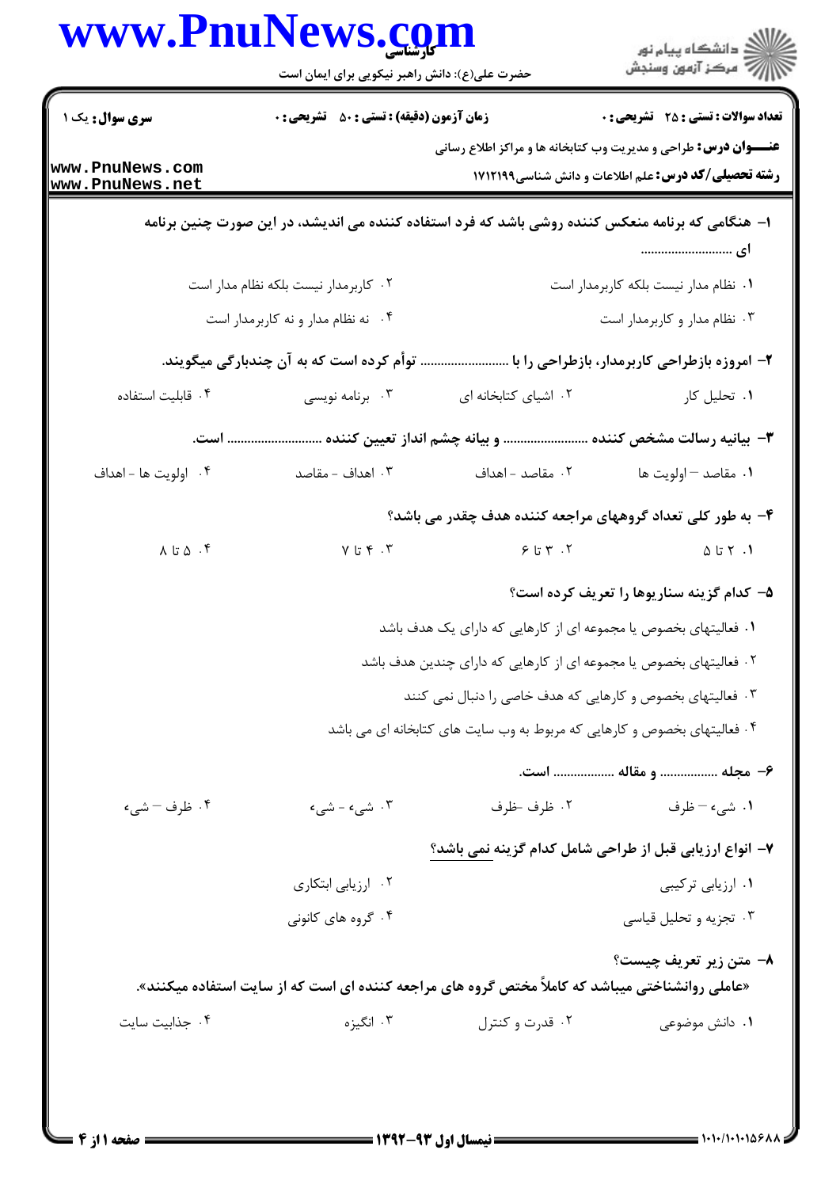کارشناسی

حضرت علی(ع): دانش راهبر نیکویی برای ایمان است

| سری سوال: یک ۱ | زمان آزمون (دقیقه) : تستی : ۵۰ تشریحی : ۰ | تعداد سوالات : تستی : ۲۵ تشریحی : ۰ |
|---|---|---|

**عنـــوان درس:** طراحی و مدیریت وب کتابخانه ها و مراکز اطلاع رسانی

**رشته تحصیلی/کد درس:** علم اطلاعات و دانش شناسی۱۷۱۲۱۹۹

**۱- هنگامی که برنامه منعکس کننده روشی باشد که فرد استفاده کننده می اندیشد، در این صورت چنین برنامه ای ..........................**

۱. نظام مدار نیست بلکه کاربرمدار است

۲. کاربرمدار نیست بلکه نظام مدار است

۳. نظام مدار و کاربرمدار است

۴. نه نظام مدار و نه کاربرمدار است

**۲- امروزه بازطراحی کاربرمدار، بازطراحی را با .......................... توأم کرده است که به آن چندبارگی میگویند.**

۱. تحلیل کار

۲. اشیای کتابخانه ای

۳. برنامه نویسی

۴. قابلیت استفاده

**۳- بیانیه رسالت مشخص کننده .......................... و بیانه چشم انداز تعیین کننده .......................... است.**

۱. مقاصد – اولویت ها

۲. مقاصد - اهداف

۳. اهداف - مقاصد

۴. اولویت ها - اهداف

**۴- به طور کلی تعداد گروههای مراجعه کننده هدف چقدر می باشد؟**

۱. ۲ تا ۵

۲. ۳ تا ۶

۳. ۴ تا ۷

۴. ۵ تا ۸

**۵- کدام گزینه سناریوها را تعریف کرده است؟**

۱. فعالیتهای بخصوص یا مجموعه ای از کارهایی که دارای یک هدف باشد

۲. فعالیتهای بخصوص یا مجموعه ای از کارهایی که دارای چندین هدف باشد

۳. فعالیتهای بخصوص و کارهایی که هدف خاصی را دنبال نمی کنند

۴. فعالیتهای بخصوص و کارهایی که مربوط به وب سایت های کتابخانه ای می باشد

**۶- مجله ................ و مقاله ................. است.**

۱. شیء – ظرف

۲. ظرف -ظرف

۳. شیء - شیء

۴. ظرف – شیء

**۷- انواع ارزیابی قبل از طراحی شامل کدام گزینه نمی باشد؟**

۱. ارزیابی ترکیبی

۲. ارزیابی ابتکاری

۳. تجزیه و تحلیل قیاسی

۴. گروه های کانونی

**۸- متن زیر تعریف چیست؟**

«عاملی روانشناختی میباشد که کاملاً مختص گروه های مراجعه کننده ای است که از سایت استفاده میکنند».

۱. دانش موضوعی

۲. قدرت و کنترل

۳. انگیزه

۴. جذابیت سایت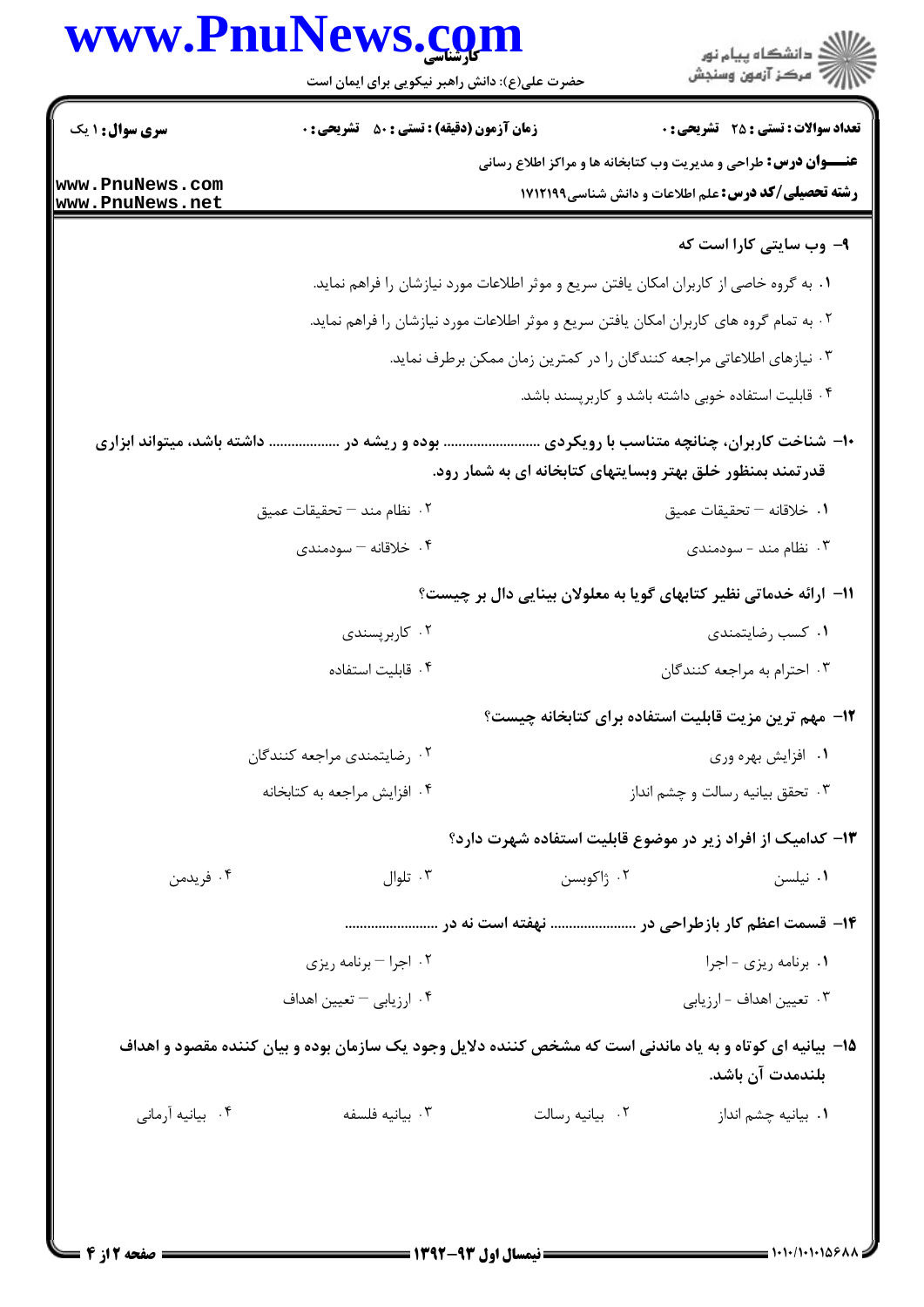**۹- وب سایتی کارا است که**

۱. به گروه خاصی از کاربران امکان یافتن سریع و موثر اطلاعات مورد نیازشان را فراهم نماید.

۲. به تمام گروه های کاربران امکان یافتن سریع و موثر اطلاعات مورد نیازشان را فراهم نماید.

۳. نیازهای اطلاعاتی مراجعه کنندگان را در کمترین زمان ممکن برطرف نماید.

۴. قابلیت استفاده خوبی داشته باشد و کاربرپسند باشد.

**۱۰- شناخت کاربران، چنانچه متناسب با رویکردی ......................... بوده و ریشه در ................... داشته باشد، میتواند ابزاری قدرتمند بمنظور خلق بهتر وبسایتهای کتابخانه ای به شمار رود.**

۱. خلاقانه – تحقیقات عمیق

۲. نظام مند – تحقیقات عمیق

۳. نظام مند - سودمندی

۴. خلاقانه – سودمندی

**۱۱- ارائه خدماتی نظیر کتابهای گویا به معلولان بینایی دال بر چیست؟**

۱. کسب رضایتمندی

۲. کاربرپسندی

۳. احترام به مراجعه کنندگان

۴. قابلیت استفاده

**۱۲- مهم ترین مزیت قابلیت استفاده برای کتابخانه چیست؟**

۱. افزایش بهره وری

۲. رضایتمندی مراجعه کنندگان

۳. تحقق بیانیه رسالت و چشم انداز

۴. افزایش مراجعه به کتابخانه

**۱۳- کدامیک از افراد زیر در موضوع قابلیت استفاده شهرت دارد؟**

۱. نیلسن

۲. ژاکوبسن

۳. تلوال

۴. فریدمن

**۱۴- قسمت اعظم کار بازطراحی در ........................ نهفته است نه در ........................**

۱. برنامه ریزی - اجرا

۲. اجرا – برنامه ریزی

۳. تعیین اهداف - ارزیابی

۴. ارزیابی – تعیین اهداف

**۱۵- بیانیه ای کوتاه و به یاد ماندنی است که مشخص کننده دلایل وجود یک سازمان بوده و بیان کننده مقصود و اهداف بلندمدت آن باشد.**

۱. بیانیه چشم انداز

۲. بیانیه رسالت

۳. بیانیه فلسفه

۴. بیانیه آرمانی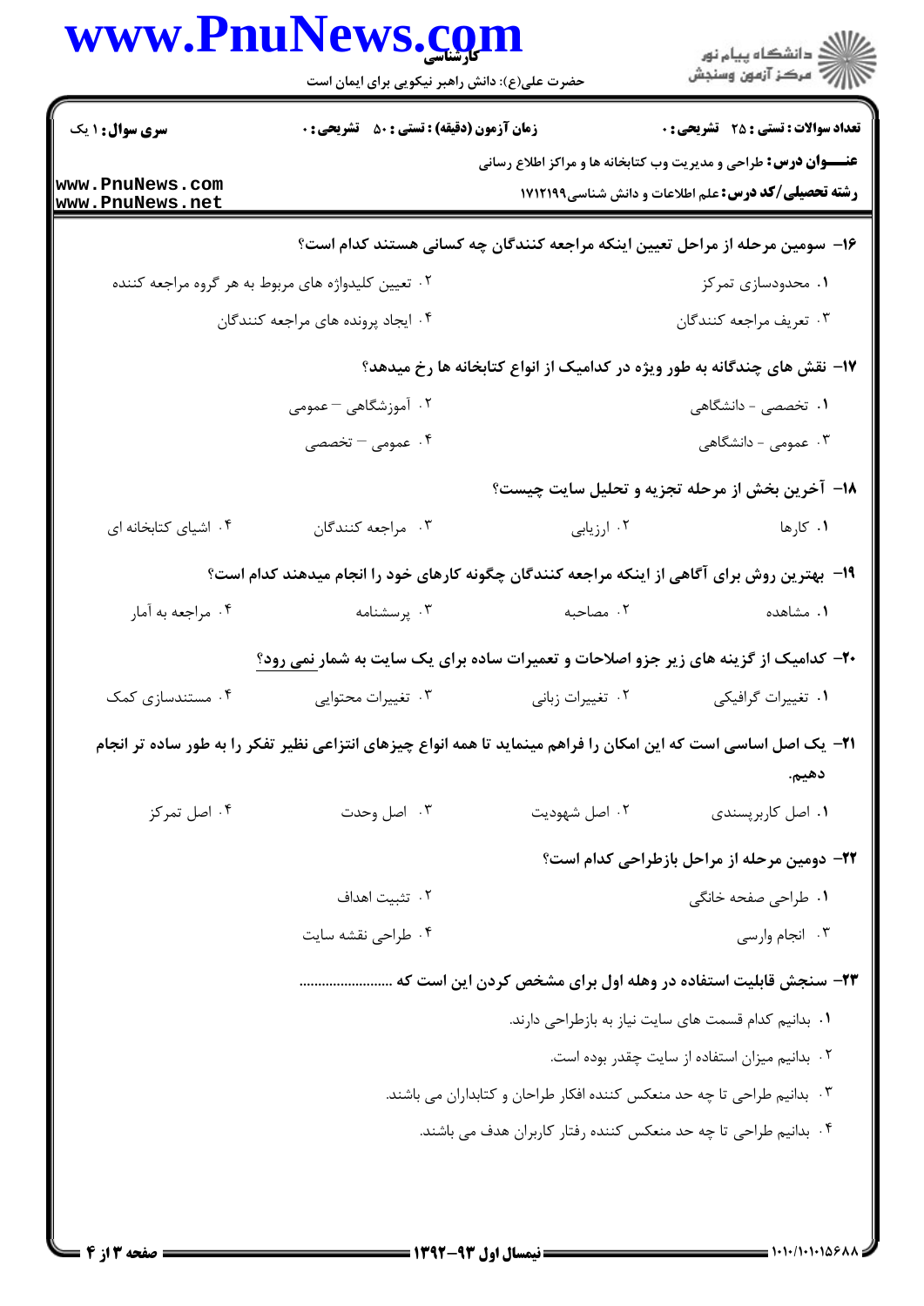**سری سوال:** ۱ یک

**زمان آزمون (دقیقه) : تستی :** ۵۰ **تشریحی :** ۰

**تعداد سوالات : تستی :** ۲۵ **تشریحی :** ۰

**عنـــوان درس:** طراحی و مدیریت وب کتابخانه ها و مراکز اطلاع رسانی

**رشته تحصیلی/کد درس:** علم اطلاعات و دانش شناسی۱۷۱۲۱۹۹

۱۶- سومین مرحله از مراحل تعیین اینکه مراجعه کنندگان چه کسانی هستند کدام است؟

۱. محدودسازی تمرکز
۲. تعیین کلیدواژه های مربوط به هر گروه مراجعه کننده
۳. تعریف مراجعه کنندگان
۴. ایجاد پرونده های مراجعه کنندگان

۱۷- نقش های چندگانه به طور ویژه در کدامیک از انواع کتابخانه ها رخ میدهد؟

۱. تخصصی - دانشگاهی
۲. آموزشگاهی – عمومی
۳. عمومی - دانشگاهی
۴. عمومی – تخصصی

۱۸- آخرین بخش از مرحله تجزیه و تحلیل سایت چیست؟

۱. کارها
۲. ارزیابی
۳. مراجعه کنندگان
۴. اشیای کتابخانه ای

۱۹- بهترین روش برای آگاهی از اینکه مراجعه کنندگان چگونه کارهای خود را انجام میدهند کدام است؟

۱. مشاهده
۲. مصاحبه
۳. پرسشنامه
۴. مراجعه به آمار

۲۰- کدامیک از گزینه های زیر جزو اصلاحات و تعمیرات ساده برای یک سایت به شمار نمی رود؟

۱. تغییرات گرافیکی
۲. تغییرات زبانی
۳. تغییرات محتوایی
۴. مستندسازی کمک

۲۱- یک اصل اساسی است که این امکان را فراهم مینماید تا همه انواع چیزهای انتزاعی نظیر تفکر را به طور ساده تر انجام دهیم.

۱. اصل کاربرپسندی
۲. اصل شهودیت
۳. اصل وحدت
۴. اصل تمرکز

۲۲- دومین مرحله از مراحل بازطراحی کدام است؟

۱. طراحی صفحه خانگی
۲. تثبیت اهداف
۳. انجام وارسی
۴. طراحی نقشه سایت

۲۳- سنجش قابلیت استفاده در وهله اول برای مشخص کردن این است که ........................

۱. بدانیم کدام قسمت های سایت نیاز به بازطراحی دارند.
۲. بدانیم میزان استفاده از سایت چقدر بوده است.
۳. بدانیم طراحی تا چه حد منعکس کننده افکار طراحان و کتابداران می باشند.
۴. بدانیم طراحی تا چه حد منعکس کننده رفتار کاربران هدف می باشند.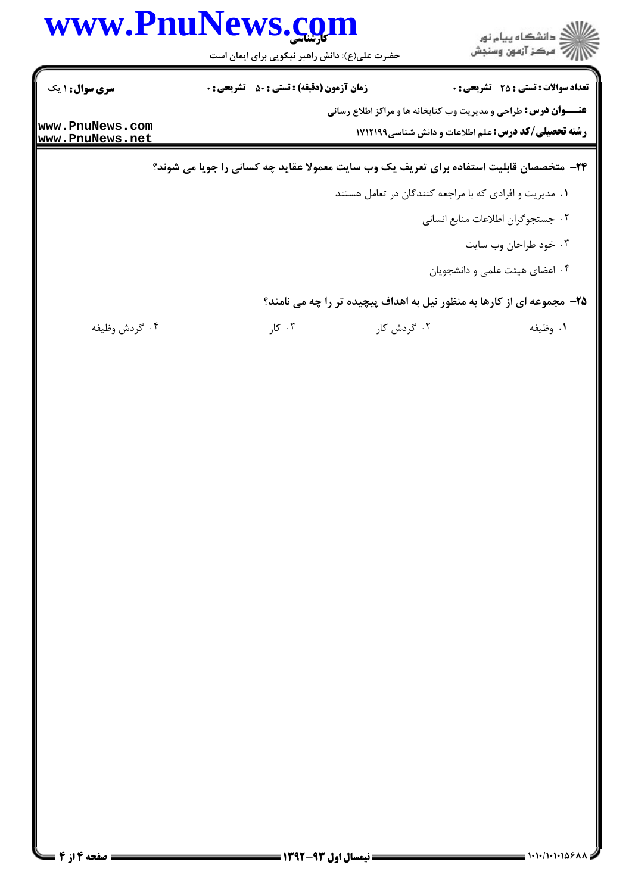**۲۴- متخصصان قابلیت استفاده برای تعریف یک وب سایت معمولا عقاید چه کسانی را جویا می شوند؟**

۱. مدیریت و افرادی که با مراجعه کنندگان در تعامل هستند

۲. جستجوگران اطلاعات منابع انسانی

۳. خود طراحان وب سایت

۴. اعضای هیئت علمی و دانشجویان

**۲۵- مجموعه ای از کارها به منظور نیل به اهداف پیچیده تر را چه می نامند؟**

۱. وظیفه

۲. گردش کار

۳. کار

۴. گردش وظیفه